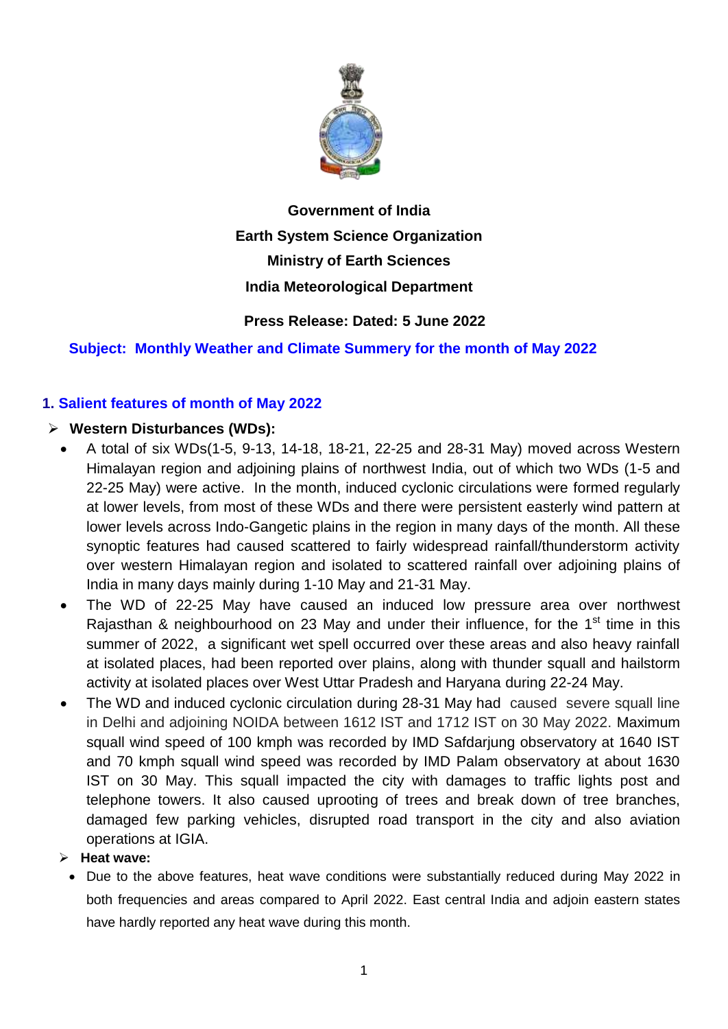**Government of India**

**Earth System Science Organization**

**Ministry of Earth Sciences**

**India Meteorological Department**

**Press Release: Dated: 5 June 2022**

**Subject: Monthly Weather and Climate Summery for the month of May 2022**

## 1. Salient features of month of May 2022

- **Western Disturbances (WDs):**
  - A total of six WDs(1-5, 9-13, 14-18, 18-21, 22-25 and 28-31 May) moved across Western Himalayan region and adjoining plains of northwest India, out of which two WDs (1-5 and 22-25 May) were active. In the month, induced cyclonic circulations were formed regularly at lower levels, from most of these WDs and there were persistent easterly wind pattern at lower levels across Indo-Gangetic plains in the region in many days of the month. All these synoptic features had caused scattered to fairly widespread rainfall/thunderstorm activity over western Himalayan region and isolated to scattered rainfall over adjoining plains of India in many days mainly during 1-10 May and 21-31 May.
  - The WD of 22-25 May have caused an induced low pressure area over northwest Rajasthan & neighbourhood on 23 May and under their influence, for the 1st time in this summer of 2022, a significant wet spell occurred over these areas and also heavy rainfall at isolated places, had been reported over plains, along with thunder squall and hailstorm activity at isolated places over West Uttar Pradesh and Haryana during 22-24 May.
  - The WD and induced cyclonic circulation during 28-31 May had caused severe squall line in Delhi and adjoining NOIDA between 1612 IST and 1712 IST on 30 May 2022. Maximum squall wind speed of 100 kmph was recorded by IMD Safdarjung observatory at 1640 IST and 70 kmph squall wind speed was recorded by IMD Palam observatory at about 1630 IST on 30 May. This squall impacted the city with damages to traffic lights post and telephone towers. It also caused uprooting of trees and break down of tree branches, damaged few parking vehicles, disrupted road transport in the city and also aviation operations at IGIA.
- **Heat wave:**
  - Due to the above features, heat wave conditions were substantially reduced during May 2022 in both frequencies and areas compared to April 2022. East central India and adjoin eastern states have hardly reported any heat wave during this month.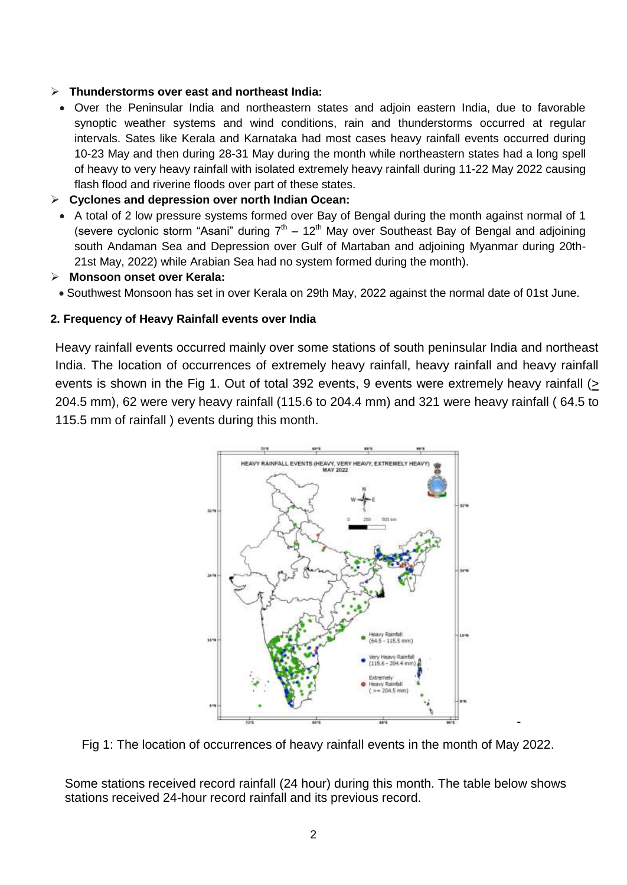- **Thunderstorms over east and northeast India:**
  - Over the Peninsular India and northeastern states and adjoin eastern India, due to favorable synoptic weather systems and wind conditions, rain and thunderstorms occurred at regular intervals. Sates like Kerala and Karnataka had most cases heavy rainfall events occurred during 10-23 May and then during 28-31 May during the month while northeastern states had a long spell of heavy to very heavy rainfall with isolated extremely heavy rainfall during 11-22 May 2022 causing flash flood and riverine floods over part of these states.
- **Cyclones and depression over north Indian Ocean:**
  - A total of 2 low pressure systems formed over Bay of Bengal during the month against normal of 1 (severe cyclonic storm "Asani" during 7th – 12th May over Southeast Bay of Bengal and adjoining south Andaman Sea and Depression over Gulf of Martaban and adjoining Myanmar during 20th-21st May, 2022) while Arabian Sea had no system formed during the month).
- **Monsoon onset over Kerala:**
  - Southwest Monsoon has set in over Kerala on 29th May, 2022 against the normal date of 01st June.

## 2. Frequency of Heavy Rainfall events over India

Heavy rainfall events occurred mainly over some stations of south peninsular India and northeast India. The location of occurrences of extremely heavy rainfall, heavy rainfall and heavy rainfall events is shown in the Fig 1. Out of total 392 events, 9 events were extremely heavy rainfall (≥ 204.5 mm), 62 were very heavy rainfall (115.6 to 204.4 mm) and 321 were heavy rainfall ( 64.5 to 115.5 mm of rainfall ) events during this month.

Fig 1: The location of occurrences of heavy rainfall events in the month of May 2022.

Some stations received record rainfall (24 hour) during this month. The table below shows stations received 24-hour record rainfall and its previous record.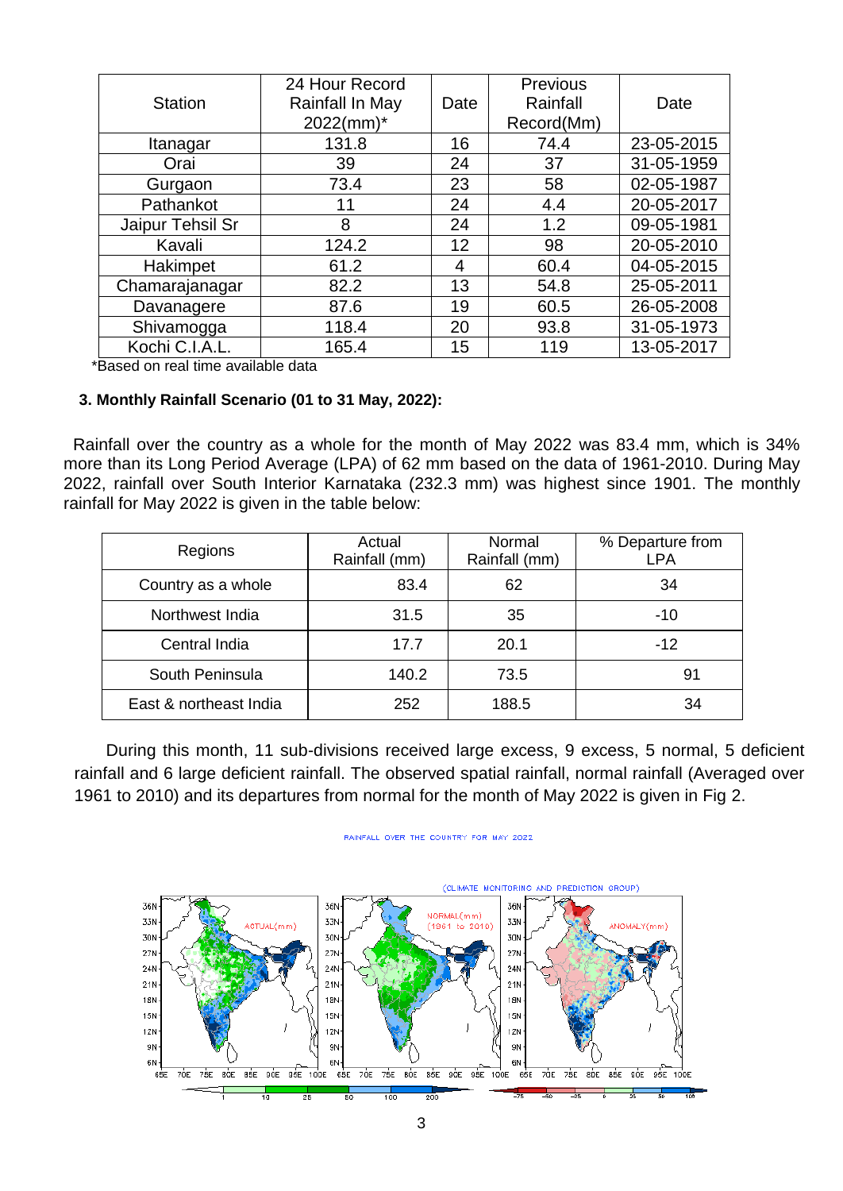| Station | 24 Hour Record Rainfall In May 2022(mm)* | Date | Previous Rainfall Record(Mm) | Date |
|---|---|---|---|---|
| Itanagar | 131.8 | 16 | 74.4 | 23-05-2015 |
| Orai | 39 | 24 | 37 | 31-05-1959 |
| Gurgaon | 73.4 | 23 | 58 | 02-05-1987 |
| Pathankot | 11 | 24 | 4.4 | 20-05-2017 |
| Jaipur Tehsil Sr | 8 | 24 | 1.2 | 09-05-1981 |
| Kavali | 124.2 | 12 | 98 | 20-05-2010 |
| Hakimpet | 61.2 | 4 | 60.4 | 04-05-2015 |
| Chamarajanagar | 82.2 | 13 | 54.8 | 25-05-2011 |
| Davanagere | 87.6 | 19 | 60.5 | 26-05-2008 |
| Shivamogga | 118.4 | 20 | 93.8 | 31-05-1973 |
| Kochi C.I.A.L. | 165.4 | 15 | 119 | 13-05-2017 |

*Based on real time available data

### 3. Monthly Rainfall Scenario (01 to 31 May, 2022):

Rainfall over the country as a whole for the month of May 2022 was 83.4 mm, which is 34% more than its Long Period Average (LPA) of 62 mm based on the data of 1961-2010. During May 2022, rainfall over South Interior Karnataka (232.3 mm) was highest since 1901. The monthly rainfall for May 2022 is given in the table below:

| Regions | Actual Rainfall (mm) | Normal Rainfall (mm) | % Departure from LPA |
|---|---|---|---|
| Country as a whole | 83.4 | 62 | 34 |
| Northwest India | 31.5 | 35 | -10 |
| Central India | 17.7 | 20.1 | -12 |
| South Peninsula | 140.2 | 73.5 | 91 |
| East & northeast India | 252 | 188.5 | 34 |

During this month, 11 sub-divisions received large excess, 9 excess, 5 normal, 5 deficient rainfall and 6 large deficient rainfall. The observed spatial rainfall, normal rainfall (Averaged over 1961 to 2010) and its departures from normal for the month of May 2022 is given in Fig 2.

RAINFALL OVER THE COUNTRY FOR MAY 2022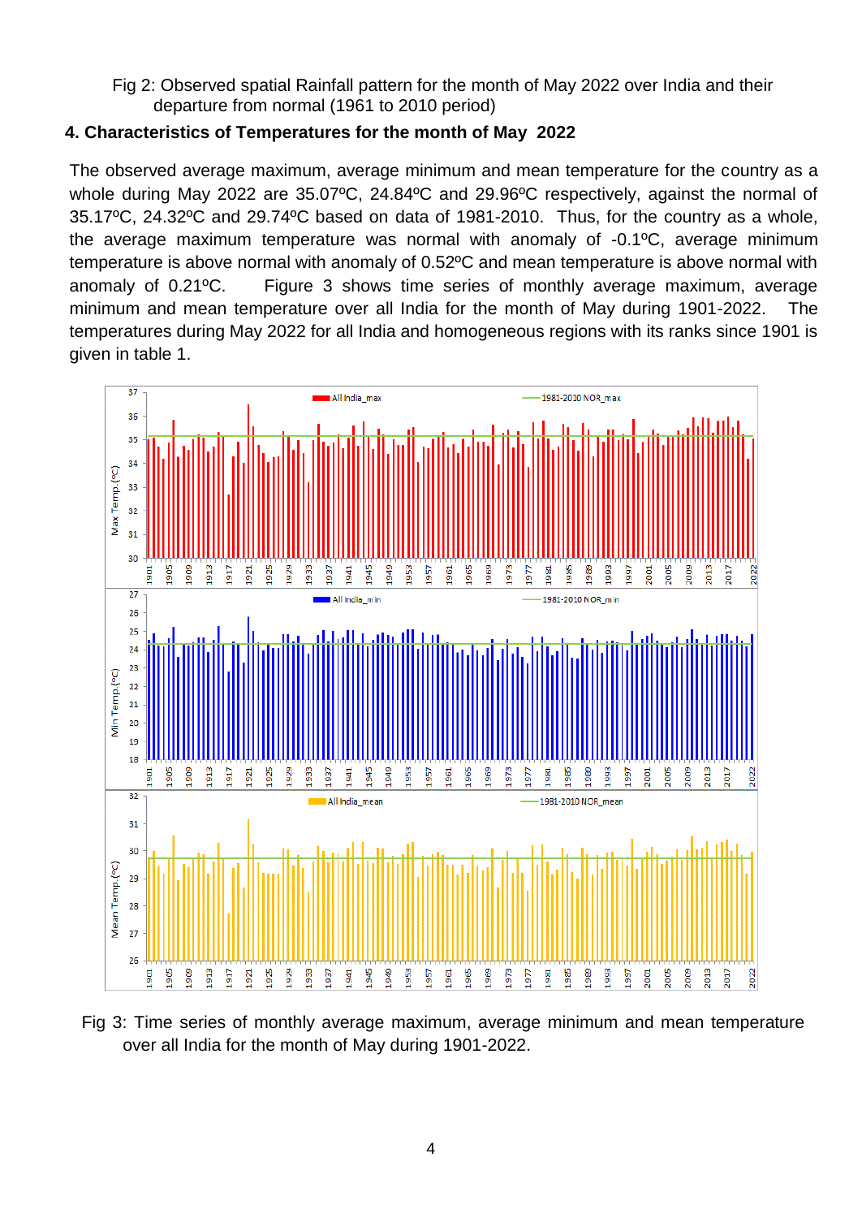Fig 2: Observed spatial Rainfall pattern for the month of May 2022 over India and their departure from normal (1961 to 2010 period)

## 4. Characteristics of Temperatures for the month of May 2022

The observed average maximum, average minimum and mean temperature for the country as a whole during May 2022 are 35.07ºC, 24.84ºC and 29.96ºC respectively, against the normal of 35.17ºC, 24.32ºC and 29.74ºC based on data of 1981-2010. Thus, for the country as a whole, the average maximum temperature was normal with anomaly of -0.1ºC, average minimum temperature is above normal with anomaly of 0.52ºC and mean temperature is above normal with anomaly of 0.21ºC. Figure 3 shows time series of monthly average maximum, average minimum and mean temperature over all India for the month of May during 1901-2022. The temperatures during May 2022 for all India and homogeneous regions with its ranks since 1901 is given in table 1.

Fig 3: Time series of monthly average maximum, average minimum and mean temperature over all India for the month of May during 1901-2022.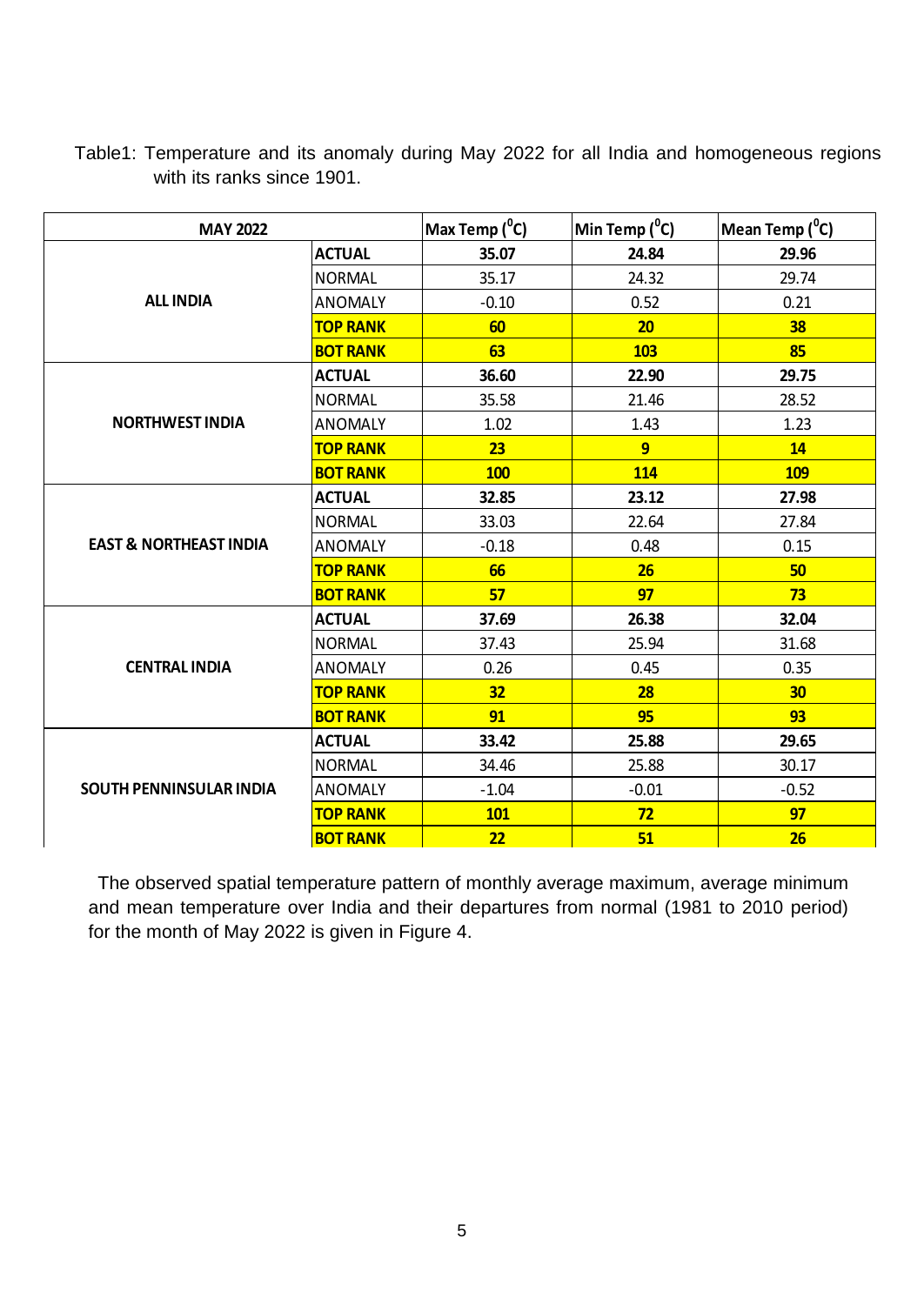Table1: Temperature and its anomaly during May 2022 for all India and homogeneous regions with its ranks since 1901.

| MAY 2022 | | Max Temp ($^0$C) | Min Temp ($^0$C) | Mean Temp ($^0$C) |
|---|---|---|---|---|
| **ALL INDIA** | **ACTUAL** | **35.07** | **24.84** | **29.96** |
| | NORMAL | 35.17 | 24.32 | 29.74 |
| | ANOMALY | -0.10 | 0.52 | 0.21 |
| | **TOP RANK** | **60** | **20** | **38** |
| | **BOT RANK** | **63** | **103** | **85** |
| **NORTHWEST INDIA** | **ACTUAL** | **36.60** | **22.90** | **29.75** |
| | NORMAL | 35.58 | 21.46 | 28.52 |
| | ANOMALY | 1.02 | 1.43 | 1.23 |
| | **TOP RANK** | **23** | **9** | **14** |
| | **BOT RANK** | **100** | **114** | **109** |
| **EAST & NORTHEAST INDIA** | **ACTUAL** | **32.85** | **23.12** | **27.98** |
| | NORMAL | 33.03 | 22.64 | 27.84 |
| | ANOMALY | -0.18 | 0.48 | 0.15 |
| | **TOP RANK** | **66** | **26** | **50** |
| | **BOT RANK** | **57** | **97** | **73** |
| **CENTRAL INDIA** | **ACTUAL** | **37.69** | **26.38** | **32.04** |
| | NORMAL | 37.43 | 25.94 | 31.68 |
| | ANOMALY | 0.26 | 0.45 | 0.35 |
| | **TOP RANK** | **32** | **28** | **30** |
| | **BOT RANK** | **91** | **95** | **93** |
| **SOUTH PENNINSULAR INDIA** | **ACTUAL** | **33.42** | **25.88** | **29.65** |
| | NORMAL | 34.46 | 25.88 | 30.17 |
| | ANOMALY | -1.04 | -0.01 | -0.52 |
| | **TOP RANK** | **101** | **72** | **97** |
| | **BOT RANK** | **22** | **51** | **26** |

The observed spatial temperature pattern of monthly average maximum, average minimum and mean temperature over India and their departures from normal (1981 to 2010 period) for the month of May 2022 is given in Figure 4.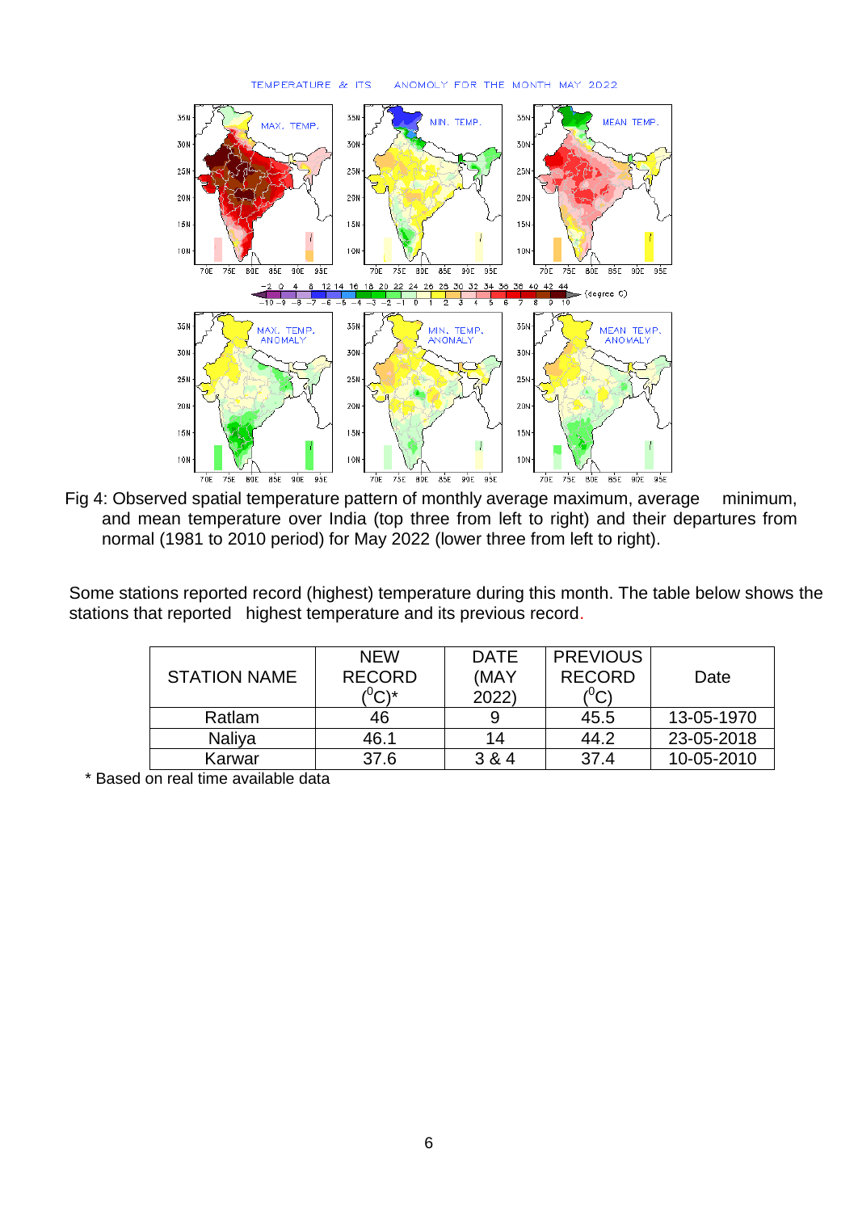TEMPERATURE & ITS ANOMOLY FOR THE MONTH MAY 2022

MAX. TEMP.

MIN. TEMP.

MEAN TEMP.

-2 0 4 8 12 14 16 18 20 22 24 26 28 30 32 34 36 38 40 42 44

-10 -9 -8 -7 -6 -5 -4 -3 -2 -1 0 1 2 3 4 5 6 7 8 9 10

(degree C)

MAX. TEMP. ANOMALY

MIN. TEMP. ANOMALY

MEAN TEMP. ANOMALY

Fig 4: Observed spatial temperature pattern of monthly average maximum, average minimum, and mean temperature over India (top three from left to right) and their departures from normal (1981 to 2010 period) for May 2022 (lower three from left to right).

Some stations reported record (highest) temperature during this month. The table below shows the stations that reported highest temperature and its previous record.

| STATION NAME | NEW RECORD ($^0$C)* | DATE (MAY 2022) | PREVIOUS RECORD ($^0$C) | Date |
|---|---|---|---|---|
| Ratlam | 46 | 9 | 45.5 | 13-05-1970 |
| Naliya | 46.1 | 14 | 44.2 | 23-05-2018 |
| Karwar | 37.6 | 3 & 4 | 37.4 | 10-05-2010 |

* Based on real time available data